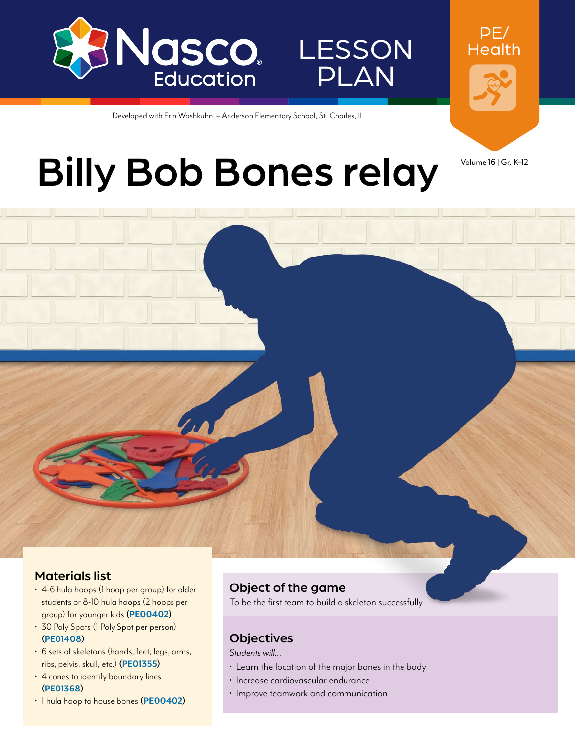Nasco Education

LESSON PLAN

PE/Health

Developed with Erin Washkuhn, – Anderson Elementary School, St. Charles, IL

# Billy Bob Bones relay

Volume 16 | Gr. K–12

## Materials list

- 4-6 hula hoops (1 hoop per group) for older students or 8-10 hula hoops (2 hoops per group) for younger kids (**PE00402**)
- 30 Poly Spots (1 Poly Spot per person) (**PE01408**)
- 6 sets of skeletons (hands, feet, legs, arms, ribs, pelvis, skull, etc.) (**PE01355**)
- 4 cones to identify boundary lines (**PE01368**)
- 1 hula hoop to house bones (**PE00402**)

## Object of the game

To be the first team to build a skeleton successfully

## Objectives

*Students will...*

- Learn the location of the major bones in the body
- Increase cardiovascular endurance
- Improve teamwork and communication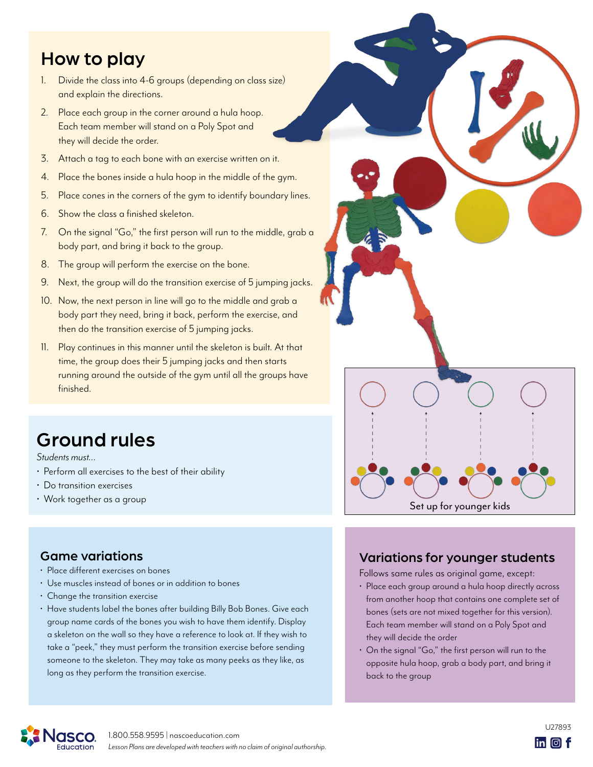## How to play

1. Divide the class into 4-6 groups (depending on class size) and explain the directions.
2. Place each group in the corner around a hula hoop. Each team member will stand on a Poly Spot and they will decide the order.
3. Attach a tag to each bone with an exercise written on it.
4. Place the bones inside a hula hoop in the middle of the gym.
5. Place cones in the corners of the gym to identify boundary lines.
6. Show the class a finished skeleton.
7. On the signal "Go," the first person will run to the middle, grab a body part, and bring it back to the group.
8. The group will perform the exercise on the bone.
9. Next, the group will do the transition exercise of 5 jumping jacks.
10. Now, the next person in line will go to the middle and grab a body part they need, bring it back, perform the exercise, and then do the transition exercise of 5 jumping jacks.
11. Play continues in this manner until the skeleton is built. At that time, the group does their 5 jumping jacks and then starts running around the outside of the gym until all the groups have finished.

Set up for younger kids

## Ground rules

*Students must...*

- Perform all exercises to the best of their ability
- Do transition exercises
- Work together as a group

### Game variations

- Place different exercises on bones
- Use muscles instead of bones or in addition to bones
- Change the transition exercise
- Have students label the bones after building Billy Bob Bones. Give each group name cards of the bones you wish to have them identify. Display a skeleton on the wall so they have a reference to look at. If they wish to take a "peek," they must perform the transition exercise before sending someone to the skeleton. They may take as many peeks as they like, as long as they perform the transition exercise.

### Variations for younger students

Follows same rules as original game, except:

- Place each group around a hula hoop directly across from another hoop that contains one complete set of bones (sets are not mixed together for this version). Each team member will stand on a Poly Spot and they will decide the order
- On the signal "Go," the first person will run to the opposite hula hoop, grab a body part, and bring it back to the group

Nasco Education

1.800.558.9595 | nascoeducation.com

*Lesson Plans are developed with teachers with no claim of original authorship.*

U27893